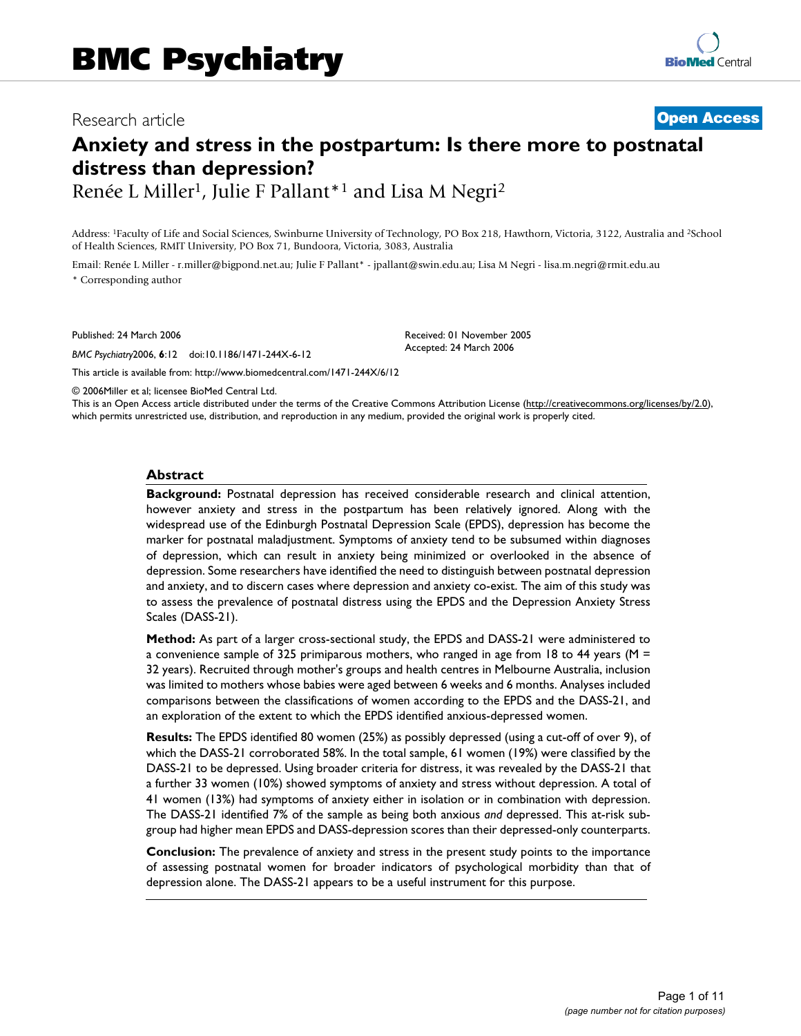# BMC Psychiatry

Research article

**Open Access**

# Anxiety and stress in the postpartum: Is there more to postnatal distress than depression?

Renée L Miller[1], Julie F Pallant*[1] and Lisa M Negri[2]

Address: [1]Faculty of Life and Social Sciences, Swinburne University of Technology, PO Box 218, Hawthorn, Victoria, 3122, Australia and [2]School of Health Sciences, RMIT University, PO Box 71, Bundoora, Victoria, 3083, Australia

Email: Renée L Miller - r.miller@bigpond.net.au; Julie F Pallant* - jpallant@swin.edu.au; Lisa M Negri - lisa.m.negri@rmit.edu.au

* Corresponding author

Published: 24 March 2006

*BMC Psychiatry* 2006, **6**:12 doi:10.1186/1471-244X-6-12

Received: 01 November 2005
Accepted: 24 March 2006

This article is available from: http://www.biomedcentral.com/1471-244X/6/12

© 2006 Miller et al; licensee BioMed Central Ltd.
This is an Open Access article distributed under the terms of the Creative Commons Attribution License (http://creativecommons.org/licenses/by/2.0), which permits unrestricted use, distribution, and reproduction in any medium, provided the original work is properly cited.

## Abstract

**Background:** Postnatal depression has received considerable research and clinical attention, however anxiety and stress in the postpartum has been relatively ignored. Along with the widespread use of the Edinburgh Postnatal Depression Scale (EPDS), depression has become the marker for postnatal maladjustment. Symptoms of anxiety tend to be subsumed within diagnoses of depression, which can result in anxiety being minimized or overlooked in the absence of depression. Some researchers have identified the need to distinguish between postnatal depression and anxiety, and to discern cases where depression and anxiety co-exist. The aim of this study was to assess the prevalence of postnatal distress using the EPDS and the Depression Anxiety Stress Scales (DASS-21).

**Method:** As part of a larger cross-sectional study, the EPDS and DASS-21 were administered to a convenience sample of 325 primiparous mothers, who ranged in age from 18 to 44 years (M = 32 years). Recruited through mother's groups and health centres in Melbourne Australia, inclusion was limited to mothers whose babies were aged between 6 weeks and 6 months. Analyses included comparisons between the classifications of women according to the EPDS and the DASS-21, and an exploration of the extent to which the EPDS identified anxious-depressed women.

**Results:** The EPDS identified 80 women (25%) as possibly depressed (using a cut-off of over 9), of which the DASS-21 corroborated 58%. In the total sample, 61 women (19%) were classified by the DASS-21 to be depressed. Using broader criteria for distress, it was revealed by the DASS-21 that a further 33 women (10%) showed symptoms of anxiety and stress without depression. A total of 41 women (13%) had symptoms of anxiety either in isolation or in combination with depression. The DASS-21 identified 7% of the sample as being both anxious *and* depressed. This at-risk sub-group had higher mean EPDS and DASS-depression scores than their depressed-only counterparts.

**Conclusion:** The prevalence of anxiety and stress in the present study points to the importance of assessing postnatal women for broader indicators of psychological morbidity than that of depression alone. The DASS-21 appears to be a useful instrument for this purpose.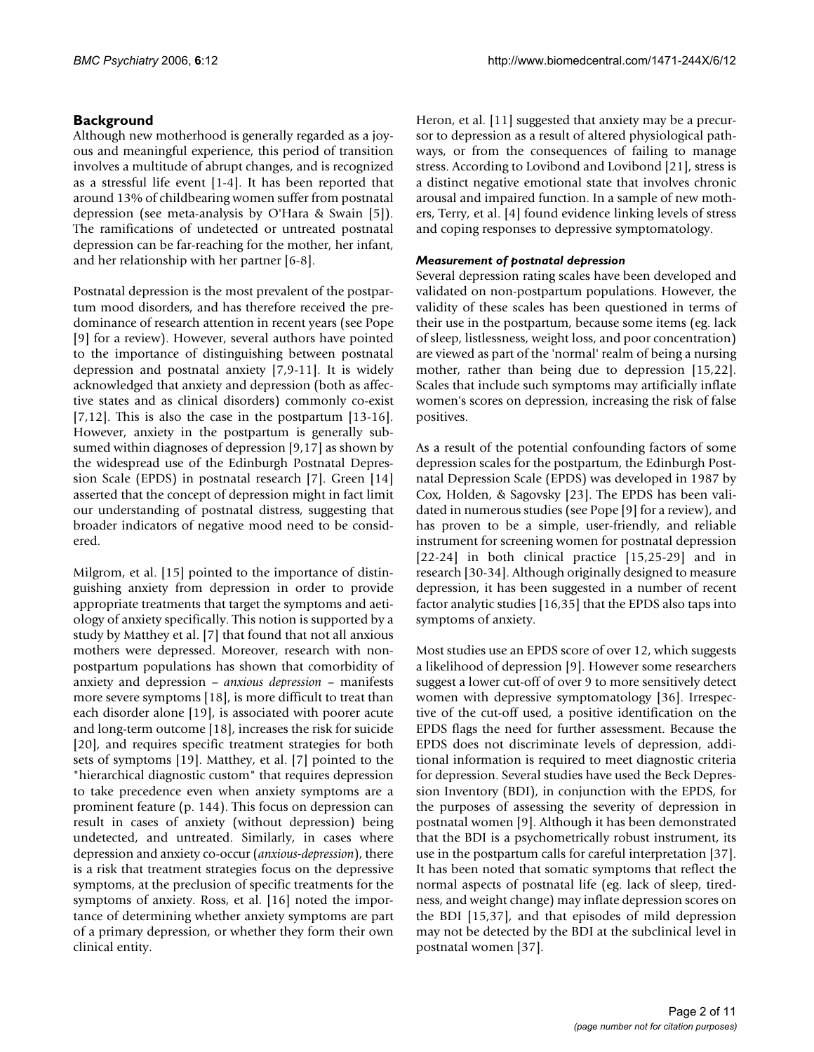## Background

Although new motherhood is generally regarded as a joyous and meaningful experience, this period of transition involves a multitude of abrupt changes, and is recognized as a stressful life event [1-4]. It has been reported that around 13% of childbearing women suffer from postnatal depression (see meta-analysis by O'Hara & Swain [5]). The ramifications of undetected or untreated postnatal depression can be far-reaching for the mother, her infant, and her relationship with her partner [6-8].

Postnatal depression is the most prevalent of the postpartum mood disorders, and has therefore received the predominance of research attention in recent years (see Pope [9] for a review). However, several authors have pointed to the importance of distinguishing between postnatal depression and postnatal anxiety [7,9-11]. It is widely acknowledged that anxiety and depression (both as affective states and as clinical disorders) commonly co-exist [7,12]. This is also the case in the postpartum [13-16]. However, anxiety in the postpartum is generally subsumed within diagnoses of depression [9,17] as shown by the widespread use of the Edinburgh Postnatal Depression Scale (EPDS) in postnatal research [7]. Green [14] asserted that the concept of depression might in fact limit our understanding of postnatal distress, suggesting that broader indicators of negative mood need to be considered.

Milgrom, et al. [15] pointed to the importance of distinguishing anxiety from depression in order to provide appropriate treatments that target the symptoms and aetiology of anxiety specifically. This notion is supported by a study by Matthey et al. [7] that found that not all anxious mothers were depressed. Moreover, research with non-postpartum populations has shown that comorbidity of anxiety and depression – *anxious depression* – manifests more severe symptoms [18], is more difficult to treat than each disorder alone [19], is associated with poorer acute and long-term outcome [18], increases the risk for suicide [20], and requires specific treatment strategies for both sets of symptoms [19]. Matthey, et al. [7] pointed to the "hierarchical diagnostic custom" that requires depression to take precedence even when anxiety symptoms are a prominent feature (p. 144). This focus on depression can result in cases of anxiety (without depression) being undetected, and untreated. Similarly, in cases where depression and anxiety co-occur (*anxious-depression*), there is a risk that treatment strategies focus on the depressive symptoms, at the preclusion of specific treatments for the symptoms of anxiety. Ross, et al. [16] noted the importance of determining whether anxiety symptoms are part of a primary depression, or whether they form their own clinical entity.

Heron, et al. [11] suggested that anxiety may be a precursor to depression as a result of altered physiological pathways, or from the consequences of failing to manage stress. According to Lovibond and Lovibond [21], stress is a distinct negative emotional state that involves chronic arousal and impaired function. In a sample of new mothers, Terry, et al. [4] found evidence linking levels of stress and coping responses to depressive symptomatology.

### *Measurement of postnatal depression*

Several depression rating scales have been developed and validated on non-postpartum populations. However, the validity of these scales has been questioned in terms of their use in the postpartum, because some items (eg. lack of sleep, listlessness, weight loss, and poor concentration) are viewed as part of the 'normal' realm of being a nursing mother, rather than being due to depression [15,22]. Scales that include such symptoms may artificially inflate women's scores on depression, increasing the risk of false positives.

As a result of the potential confounding factors of some depression scales for the postpartum, the Edinburgh Postnatal Depression Scale (EPDS) was developed in 1987 by Cox, Holden, & Sagovsky [23]. The EPDS has been validated in numerous studies (see Pope [9] for a review), and has proven to be a simple, user-friendly, and reliable instrument for screening women for postnatal depression [22-24] in both clinical practice [15,25-29] and in research [30-34]. Although originally designed to measure depression, it has been suggested in a number of recent factor analytic studies [16,35] that the EPDS also taps into symptoms of anxiety.

Most studies use an EPDS score of over 12, which suggests a likelihood of depression [9]. However some researchers suggest a lower cut-off of over 9 to more sensitively detect women with depressive symptomatology [36]. Irrespective of the cut-off used, a positive identification on the EPDS flags the need for further assessment. Because the EPDS does not discriminate levels of depression, additional information is required to meet diagnostic criteria for depression. Several studies have used the Beck Depression Inventory (BDI), in conjunction with the EPDS, for the purposes of assessing the severity of depression in postnatal women [9]. Although it has been demonstrated that the BDI is a psychometrically robust instrument, its use in the postpartum calls for careful interpretation [37]. It has been noted that somatic symptoms that reflect the normal aspects of postnatal life (eg. lack of sleep, tiredness, and weight change) may inflate depression scores on the BDI [15,37], and that episodes of mild depression may not be detected by the BDI at the subclinical level in postnatal women [37].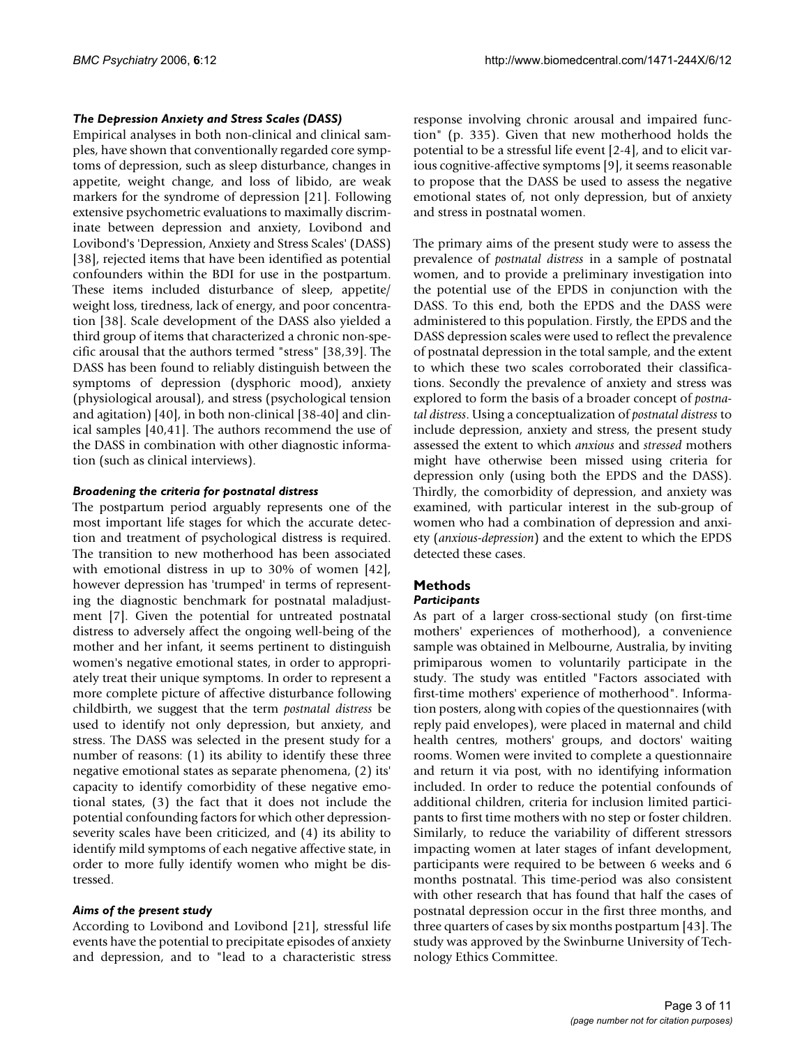### *The Depression Anxiety and Stress Scales (DASS)*

Empirical analyses in both non-clinical and clinical samples, have shown that conventionally regarded core symptoms of depression, such as sleep disturbance, changes in appetite, weight change, and loss of libido, are weak markers for the syndrome of depression [21]. Following extensive psychometric evaluations to maximally discriminate between depression and anxiety, Lovibond and Lovibond's 'Depression, Anxiety and Stress Scales' (DASS) [38], rejected items that have been identified as potential confounders within the BDI for use in the postpartum. These items included disturbance of sleep, appetite/weight loss, tiredness, lack of energy, and poor concentration [38]. Scale development of the DASS also yielded a third group of items that characterized a chronic non-specific arousal that the authors termed "stress" [38,39]. The DASS has been found to reliably distinguish between the symptoms of depression (dysphoric mood), anxiety (physiological arousal), and stress (psychological tension and agitation) [40], in both non-clinical [38-40] and clinical samples [40,41]. The authors recommend the use of the DASS in combination with other diagnostic information (such as clinical interviews).

### *Broadening the criteria for postnatal distress*

The postpartum period arguably represents one of the most important life stages for which the accurate detection and treatment of psychological distress is required. The transition to new motherhood has been associated with emotional distress in up to 30% of women [42], however depression has 'trumped' in terms of representing the diagnostic benchmark for postnatal maladjustment [7]. Given the potential for untreated postnatal distress to adversely affect the ongoing well-being of the mother and her infant, it seems pertinent to distinguish women's negative emotional states, in order to appropriately treat their unique symptoms. In order to represent a more complete picture of affective disturbance following childbirth, we suggest that the term *postnatal distress* be used to identify not only depression, but anxiety, and stress. The DASS was selected in the present study for a number of reasons: (1) its ability to identify these three negative emotional states as separate phenomena, (2) its' capacity to identify comorbidity of these negative emotional states, (3) the fact that it does not include the potential confounding factors for which other depression-severity scales have been criticized, and (4) its ability to identify mild symptoms of each negative affective state, in order to more fully identify women who might be distressed.

### *Aims of the present study*

According to Lovibond and Lovibond [21], stressful life events have the potential to precipitate episodes of anxiety and depression, and to "lead to a characteristic stress response involving chronic arousal and impaired function" (p. 335). Given that new motherhood holds the potential to be a stressful life event [2-4], and to elicit various cognitive-affective symptoms [9], it seems reasonable to propose that the DASS be used to assess the negative emotional states of, not only depression, but of anxiety and stress in postnatal women.

The primary aims of the present study were to assess the prevalence of *postnatal distress* in a sample of postnatal women, and to provide a preliminary investigation into the potential use of the EPDS in conjunction with the DASS. To this end, both the EPDS and the DASS were administered to this population. Firstly, the EPDS and the DASS depression scales were used to reflect the prevalence of postnatal depression in the total sample, and the extent to which these two scales corroborated their classifications. Secondly the prevalence of anxiety and stress was explored to form the basis of a broader concept of *postnatal distress*. Using a conceptualization of *postnatal distress* to include depression, anxiety and stress, the present study assessed the extent to which *anxious* and *stressed* mothers might have otherwise been missed using criteria for depression only (using both the EPDS and the DASS). Thirdly, the comorbidity of depression, and anxiety was examined, with particular interest in the sub-group of women who had a combination of depression and anxiety (*anxious-depression*) and the extent to which the EPDS detected these cases.

## Methods

### *Participants*

As part of a larger cross-sectional study (on first-time mothers' experiences of motherhood), a convenience sample was obtained in Melbourne, Australia, by inviting primiparous women to voluntarily participate in the study. The study was entitled "Factors associated with first-time mothers' experience of motherhood". Information posters, along with copies of the questionnaires (with reply paid envelopes), were placed in maternal and child health centres, mothers' groups, and doctors' waiting rooms. Women were invited to complete a questionnaire and return it via post, with no identifying information included. In order to reduce the potential confounds of additional children, criteria for inclusion limited participants to first time mothers with no step or foster children. Similarly, to reduce the variability of different stressors impacting women at later stages of infant development, participants were required to be between 6 weeks and 6 months postnatal. This time-period was also consistent with other research that has found that half the cases of postnatal depression occur in the first three months, and three quarters of cases by six months postpartum [43]. The study was approved by the Swinburne University of Technology Ethics Committee.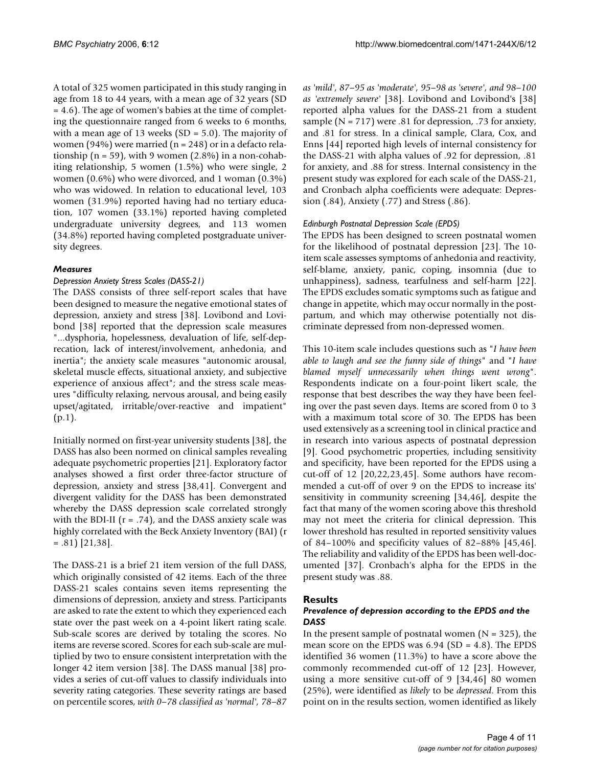A total of 325 women participated in this study ranging in age from 18 to 44 years, with a mean age of 32 years (SD = 4.6). The age of women's babies at the time of completing the questionnaire ranged from 6 weeks to 6 months, with a mean age of 13 weeks (SD = 5.0). The majority of women (94%) were married (n = 248) or in a defacto relationship (n = 59), with 9 women (2.8%) in a non-cohabiting relationship, 5 women (1.5%) who were single, 2 women (0.6%) who were divorced, and 1 woman (0.3%) who was widowed. In relation to educational level, 103 women (31.9%) reported having had no tertiary education, 107 women (33.1%) reported having completed undergraduate university degrees, and 113 women (34.8%) reported having completed postgraduate university degrees.

### *Measures*

#### *Depression Anxiety Stress Scales (DASS-21)*

The DASS consists of three self-report scales that have been designed to measure the negative emotional states of depression, anxiety and stress [38]. Lovibond and Lovibond [38] reported that the depression scale measures "...dysphoria, hopelessness, devaluation of life, self-deprecation, lack of interest/involvement, anhedonia, and inertia"; the anxiety scale measures "autonomic arousal, skeletal muscle effects, situational anxiety, and subjective experience of anxious affect"; and the stress scale measures "difficulty relaxing, nervous arousal, and being easily upset/agitated, irritable/over-reactive and impatient" (p.1).

Initially normed on first-year university students [38], the DASS has also been normed on clinical samples revealing adequate psychometric properties [21]. Exploratory factor analyses showed a first order three-factor structure of depression, anxiety and stress [38,41]. Convergent and divergent validity for the DASS has been demonstrated whereby the DASS depression scale correlated strongly with the BDI-II (r = .74), and the DASS anxiety scale was highly correlated with the Beck Anxiety Inventory (BAI) (r = .81) [21,38].

The DASS-21 is a brief 21 item version of the full DASS, which originally consisted of 42 items. Each of the three DASS-21 scales contains seven items representing the dimensions of depression, anxiety and stress. Participants are asked to rate the extent to which they experienced each state over the past week on a 4-point likert rating scale. Sub-scale scores are derived by totaling the scores. No items are reverse scored. Scores for each sub-scale are multiplied by two to ensure consistent interpretation with the longer 42 item version [38]. The DASS manual [38] provides a series of cut-off values to classify individuals into severity rating categories. These severity ratings are based on percentile scores, *with 0–78 classified as 'normal', 78–87 as 'mild', 87–95 as 'moderate', 95–98 as 'severe', and 98–100 as 'extremely severe'* [38]. Lovibond and Lovibond's [38] reported alpha values for the DASS-21 from a student sample (N = 717) were .81 for depression, .73 for anxiety, and .81 for stress. In a clinical sample, Clara, Cox, and Enns [44] reported high levels of internal consistency for the DASS-21 with alpha values of .92 for depression, .81 for anxiety, and .88 for stress. Internal consistency in the present study was explored for each scale of the DASS-21, and Cronbach alpha coefficients were adequate: Depression (.84), Anxiety (.77) and Stress (.86).

#### *Edinburgh Postnatal Depression Scale (EPDS)*

The EPDS has been designed to screen postnatal women for the likelihood of postnatal depression [23]. The 10-item scale assesses symptoms of anhedonia and reactivity, self-blame, anxiety, panic, coping, insomnia (due to unhappiness), sadness, tearfulness and self-harm [22]. The EPDS excludes somatic symptoms such as fatigue and change in appetite, which may occur normally in the postpartum, and which may otherwise potentially not discriminate depressed from non-depressed women.

This 10-item scale includes questions such as "*I have been able to laugh and see the funny side of things*" and "*I have blamed myself unnecessarily when things went wrong*". Respondents indicate on a four-point likert scale, the response that best describes the way they have been feeling over the past seven days. Items are scored from 0 to 3 with a maximum total score of 30. The EPDS has been used extensively as a screening tool in clinical practice and in research into various aspects of postnatal depression [9]. Good psychometric properties, including sensitivity and specificity, have been reported for the EPDS using a cut-off of 12 [20,22,23,45]. Some authors have recommended a cut-off of over 9 on the EPDS to increase its' sensitivity in community screening [34,46], despite the fact that many of the women scoring above this threshold may not meet the criteria for clinical depression. This lower threshold has resulted in reported sensitivity values of 84–100% and specificity values of 82–88% [45,46]. The reliability and validity of the EPDS has been well-documented [37]. Cronbach's alpha for the EPDS in the present study was .88.

## Results

### *Prevalence of depression according to the EPDS and the DASS*

In the present sample of postnatal women (N = 325), the mean score on the EPDS was 6.94 (SD = 4.8). The EPDS identified 36 women (11.3%) to have a score above the commonly recommended cut-off of 12 [23]. However, using a more sensitive cut-off of 9 [34,46] 80 women (25%), were identified as *likely* to be *depressed*. From this point on in the results section, women identified as likely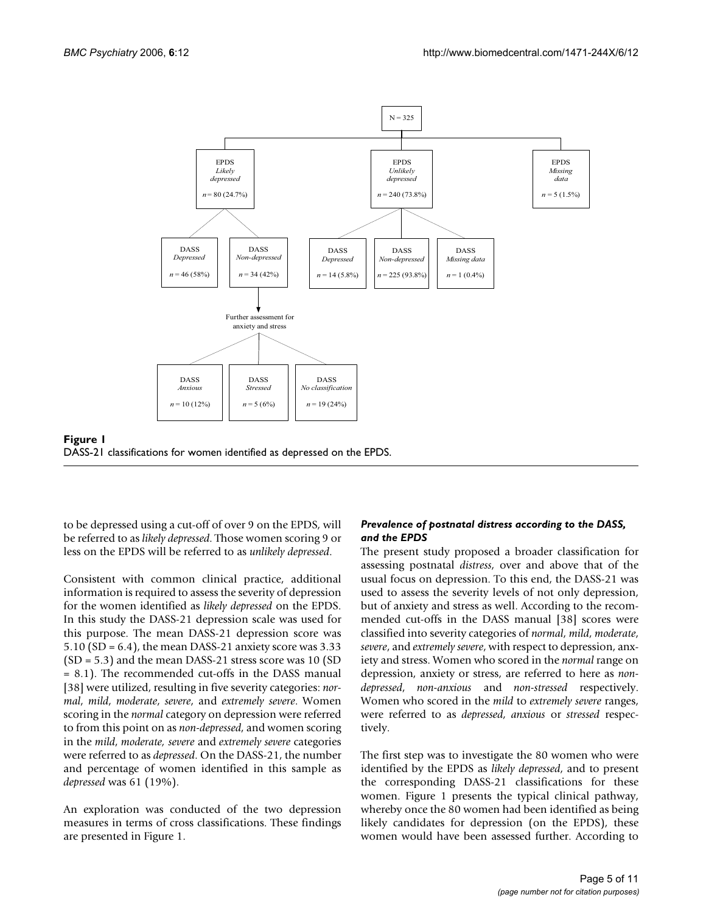N = 325

EPDS
*Likely depressed*
*n* = 80 (24.7%)

EPDS
*Unlikely depressed*
*n* = 240 (73.8%)

EPDS
*Missing data*
*n* = 5 (1.5%)

DASS
*Depressed*
*n* = 46 (58%)

DASS
*Non-depressed*
*n* = 34 (42%)

DASS
*Depressed*
*n* = 14 (5.8%)

DASS
*Non-depressed*
*n* = 225 (93.8%)

DASS
*Missing data*
*n* = 1 (0.4%)

Further assessment for anxiety and stress

DASS
*Anxious*
*n* = 10 (12%)

DASS
*Stressed*
*n* = 5 (6%)

DASS
*No classification*
*n* = 19 (24%)

**Figure 1**
DASS-21 classifications for women identified as depressed on the EPDS.

to be depressed using a cut-off of over 9 on the EPDS, will be referred to as *likely depressed*. Those women scoring 9 or less on the EPDS will be referred to as *unlikely depressed*.

Consistent with common clinical practice, additional information is required to assess the severity of depression for the women identified as *likely depressed* on the EPDS. In this study the DASS-21 depression scale was used for this purpose. The mean DASS-21 depression score was 5.10 (SD = 6.4), the mean DASS-21 anxiety score was 3.33 (SD = 5.3) and the mean DASS-21 stress score was 10 (SD = 8.1). The recommended cut-offs in the DASS manual [38] were utilized, resulting in five severity categories: *normal*, *mild*, *moderate*, *severe*, and *extremely severe*. Women scoring in the *normal* category on depression were referred to from this point on as *non-depressed*, and women scoring in the *mild*, *moderate, severe* and *extremely severe* categories were referred to as *depressed*. On the DASS-21, the number and percentage of women identified in this sample as *depressed* was 61 (19%).

An exploration was conducted of the two depression measures in terms of cross classifications. These findings are presented in Figure 1.

#### *Prevalence of postnatal distress according to the DASS, and the EPDS*

The present study proposed a broader classification for assessing postnatal *distress*, over and above that of the usual focus on depression. To this end, the DASS-21 was used to assess the severity levels of not only depression, but of anxiety and stress as well. According to the recommended cut-offs in the DASS manual [38] scores were classified into severity categories of *normal*, *mild*, *moderate*, *severe*, and *extremely severe*, with respect to depression, anxiety and stress. Women who scored in the *normal* range on depression, anxiety or stress, are referred to here as *non-depressed*, *non-anxious* and *non-stressed* respectively. Women who scored in the *mild* to *extremely severe* ranges, were referred to as *depressed*, *anxious* or *stressed* respectively.

The first step was to investigate the 80 women who were identified by the EPDS as *likely depressed*, and to present the corresponding DASS-21 classifications for these women. Figure 1 presents the typical clinical pathway, whereby once the 80 women had been identified as being likely candidates for depression (on the EPDS), these women would have been assessed further. According to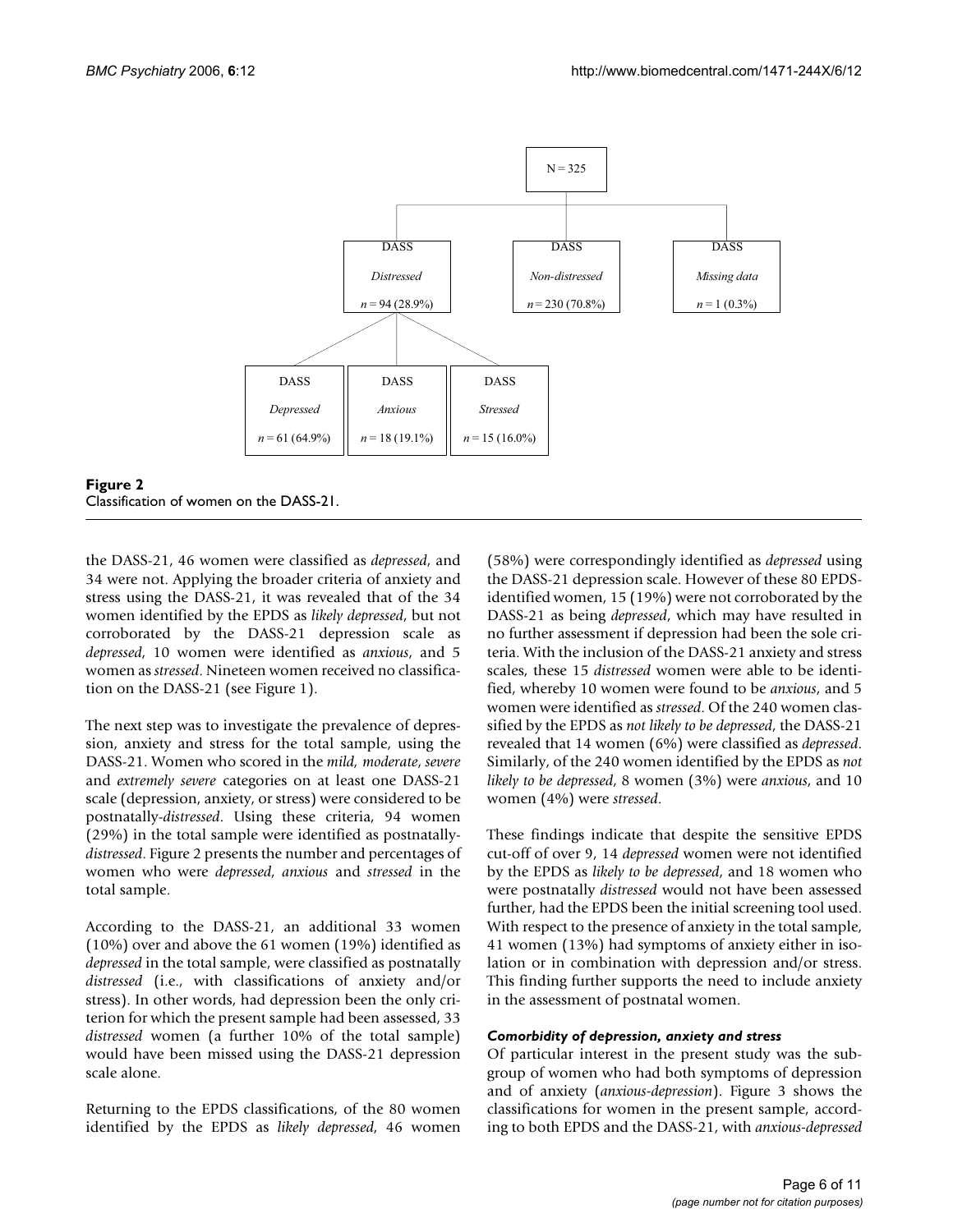N = 325

DASS
*Distressed*
*n* = 94 (28.9%)

DASS
*Non-distressed*
*n* = 230 (70.8%)

DASS
*Missing data*
*n* = 1 (0.3%)

DASS
*Depressed*
*n* = 61 (64.9%)

DASS
*Anxious*
*n* = 18 (19.1%)

DASS
*Stressed*
*n* = 15 (16.0%)

**Figure 2**
Classification of women on the DASS-21.

the DASS-21, 46 women were classified as *depressed*, and 34 were not. Applying the broader criteria of anxiety and stress using the DASS-21, it was revealed that of the 34 women identified by the EPDS as *likely depressed*, but not corroborated by the DASS-21 depression scale as *depressed*, 10 women were identified as *anxious*, and 5 women as *stressed*. Nineteen women received no classification on the DASS-21 (see Figure 1).

The next step was to investigate the prevalence of depression, anxiety and stress for the total sample, using the DASS-21. Women who scored in the *mild*, *moderate*, *severe* and *extremely severe* categories on at least one DASS-21 scale (depression, anxiety, or stress) were considered to be postnatally-*distressed*. Using these criteria, 94 women (29%) in the total sample were identified as postnatally-*distressed*. Figure 2 presents the number and percentages of women who were *depressed*, *anxious* and *stressed* in the total sample.

According to the DASS-21, an additional 33 women (10%) over and above the 61 women (19%) identified as *depressed* in the total sample, were classified as postnatally *distressed* (i.e., with classifications of anxiety and/or stress). In other words, had depression been the only criterion for which the present sample had been assessed, 33 *distressed* women (a further 10% of the total sample) would have been missed using the DASS-21 depression scale alone.

Returning to the EPDS classifications, of the 80 women identified by the EPDS as *likely depressed*, 46 women (58%) were correspondingly identified as *depressed* using the DASS-21 depression scale. However of these 80 EPDS-identified women, 15 (19%) were not corroborated by the DASS-21 as being *depressed*, which may have resulted in no further assessment if depression had been the sole criteria. With the inclusion of the DASS-21 anxiety and stress scales, these 15 *distressed* women were able to be identified, whereby 10 women were found to be *anxious*, and 5 women were identified as *stressed*. Of the 240 women classified by the EPDS as *not likely to be depressed*, the DASS-21 revealed that 14 women (6%) were classified as *depressed*. Similarly, of the 240 women identified by the EPDS as *not likely to be depressed*, 8 women (3%) were *anxious*, and 10 women (4%) were *stressed*.

These findings indicate that despite the sensitive EPDS cut-off of over 9, 14 *depressed* women were not identified by the EPDS as *likely to be depressed*, and 18 women who were postnatally *distressed* would not have been assessed further, had the EPDS been the initial screening tool used. With respect to the presence of anxiety in the total sample, 41 women (13%) had symptoms of anxiety either in isolation or in combination with depression and/or stress. This finding further supports the need to include anxiety in the assessment of postnatal women.

### *Comorbidity of depression, anxiety and stress*

Of particular interest in the present study was the subgroup of women who had both symptoms of depression and of anxiety (*anxious-depression*). Figure 3 shows the classifications for women in the present sample, according to both EPDS and the DASS-21, with *anxious-depressed*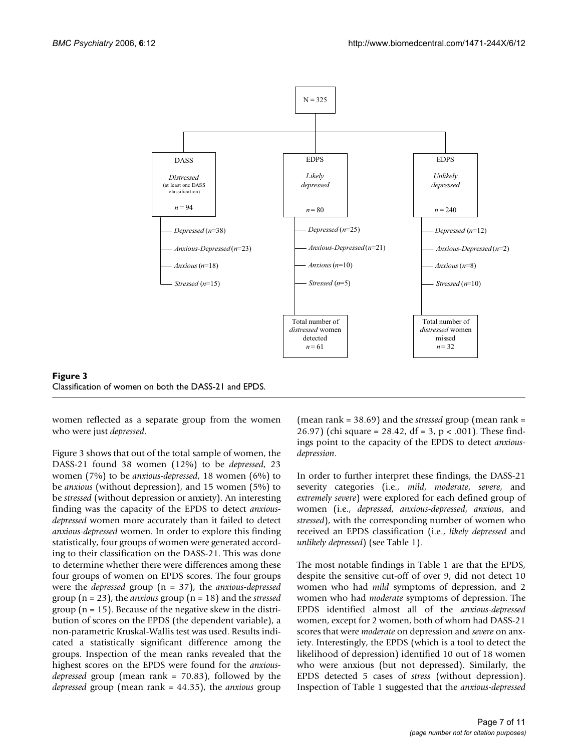N = 325

DASS

*Distressed*
(at least one DASS classification)

*n* = 94

- *Depressed* (*n*=38)
- *Anxious-Depressed* (*n*=23)
- *Anxious* (*n*=18)
- *Stressed* (*n*=15)

EDPS

*Likely depressed*

*n* = 80

- *Depressed* (*n*=25)
- *Anxious-Depressed* (*n*=21)
- *Anxious* (*n*=10)
- *Stressed* (*n*=5)

Total number of *distressed* women detected
*n* = 61

EDPS

*Unlikely depressed*

*n* = 240

- *Depressed* (*n*=12)
- *Anxious-Depressed* (*n*=2)
- *Anxious* (*n*=8)
- *Stressed* (*n*=10)

Total number of *distressed* women missed
*n* = 32

**Figure 3**
Classification of women on both the DASS-21 and EPDS.

women reflected as a separate group from the women who were just *depressed*.

Figure 3 shows that out of the total sample of women, the DASS-21 found 38 women (12%) to be *depressed*, 23 women (7%) to be *anxious-depressed*, 18 women (6%) to be *anxious* (without depression), and 15 women (5%) to be *stressed* (without depression or anxiety). An interesting finding was the capacity of the EPDS to detect *anxious-depressed* women more accurately than it failed to detect *anxious-depressed* women. In order to explore this finding statistically, four groups of women were generated according to their classification on the DASS-21. This was done to determine whether there were differences among these four groups of women on EPDS scores. The four groups were the *depressed* group (n = 37), the *anxious-depressed* group (n = 23), the *anxious* group (n = 18) and the *stressed* group (n = 15). Because of the negative skew in the distribution of scores on the EPDS (the dependent variable), a non-parametric Kruskal-Wallis test was used. Results indicated a statistically significant difference among the groups. Inspection of the mean ranks revealed that the highest scores on the EPDS were found for the *anxious-depressed* group (mean rank = 70.83), followed by the *depressed* group (mean rank = 44.35), the *anxious* group (mean rank = 38.69) and the *stressed* group (mean rank = 26.97) (chi square = 28.42, df = 3, $p < .001$). These findings point to the capacity of the EPDS to detect *anxious-depression*.

In order to further interpret these findings, the DASS-21 severity categories (i.e., *mild*, *moderate*, *severe*, and *extremely severe*) were explored for each defined group of women (i.e., *depressed*, *anxious-depressed*, *anxious*, and *stressed*), with the corresponding number of women who received an EPDS classification (i.e., *likely depressed* and *unlikely depressed*) (see Table 1).

The most notable findings in Table 1 are that the EPDS, despite the sensitive cut-off of over 9, did not detect 10 women who had *mild* symptoms of depression, and 2 women who had *moderate* symptoms of depression. The EPDS identified almost all of the *anxious-depressed* women, except for 2 women, both of whom had DASS-21 scores that were *moderate* on depression and *severe* on anxiety. Interestingly, the EPDS (which is a tool to detect the likelihood of depression) identified 10 out of 18 women who were anxious (but not depressed). Similarly, the EPDS detected 5 cases of *stress* (without depression). Inspection of Table 1 suggested that the *anxious-depressed*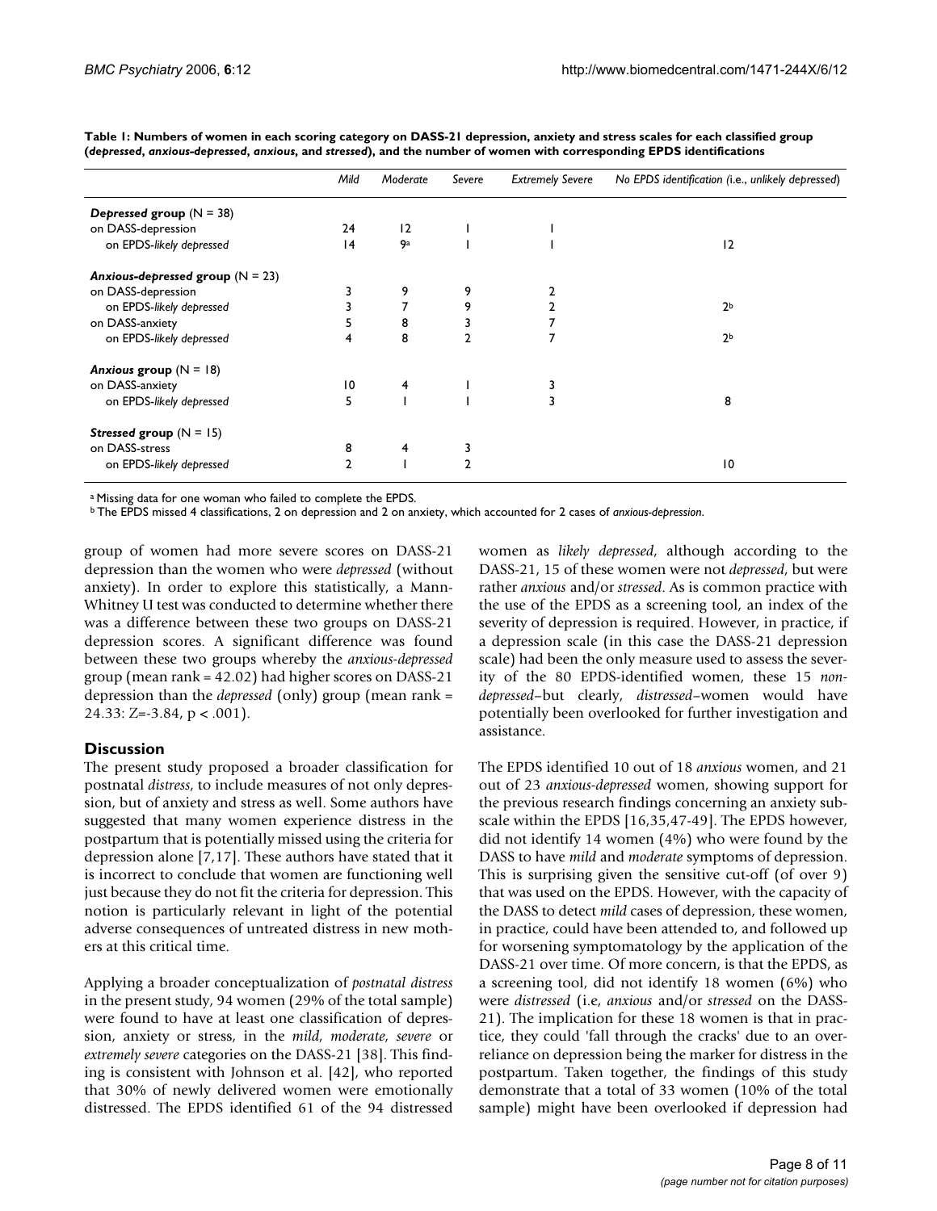**Table 1: Numbers of women in each scoring category on DASS-21 depression, anxiety and stress scales for each classified group (*depressed*, *anxious-depressed*, *anxious*, and *stressed*), and the number of women with corresponding EPDS identifications**

| | *Mild* | *Moderate* | *Severe* | *Extremely Severe* | *No EPDS identification (i.e., unlikely depressed)* |
|---|---|---|---|---|---|
| ***Depressed* group** (N = 38) | | | | | |
| on DASS-depression | 24 | 12 | 1 | 1 | |
| on EPDS-*likely depressed* | 14 | 9[a] | 1 | 1 | 12 |
| ***Anxious-depressed* group** (N = 23) | | | | | |
| on DASS-depression | 3 | 9 | 9 | 2 | |
| on EPDS-*likely depressed* | 3 | 7 | 9 | 2 | 2[b] |
| on DASS-anxiety | 5 | 8 | 3 | 7 | |
| on EPDS-*likely depressed* | 4 | 8 | 2 | 7 | 2[b] |
| ***Anxious* group** (N = 18) | | | | | |
| on DASS-anxiety | 10 | 4 | 1 | 3 | |
| on EPDS-*likely depressed* | 5 | 1 | 1 | 3 | 8 |
| ***Stressed* group** (N = 15) | | | | | |
| on DASS-stress | 8 | 4 | 3 | | |
| on EPDS-*likely depressed* | 2 | 1 | 2 | | 10 |

[a] Missing data for one woman who failed to complete the EPDS.
[b] The EPDS missed 4 classifications, 2 on depression and 2 on anxiety, which accounted for 2 cases of *anxious-depression*.

group of women had more severe scores on DASS-21 depression than the women who were *depressed* (without anxiety). In order to explore this statistically, a Mann-Whitney U test was conducted to determine whether there was a difference between these two groups on DASS-21 depression scores. A significant difference was found between these two groups whereby the *anxious-depressed* group (mean rank = 42.02) had higher scores on DASS-21 depression than the *depressed* (only) group (mean rank = 24.33: $Z=-3.84$, $p < .001$).

## Discussion

The present study proposed a broader classification for postnatal *distress*, to include measures of not only depression, but of anxiety and stress as well. Some authors have suggested that many women experience distress in the postpartum that is potentially missed using the criteria for depression alone [7,17]. These authors have stated that it is incorrect to conclude that women are functioning well just because they do not fit the criteria for depression. This notion is particularly relevant in light of the potential adverse consequences of untreated distress in new mothers at this critical time.

Applying a broader conceptualization of *postnatal distress* in the present study, 94 women (29% of the total sample) were found to have at least one classification of depression, anxiety or stress, in the *mild*, *moderate*, *severe* or *extremely severe* categories on the DASS-21 [38]. This finding is consistent with Johnson et al. [42], who reported that 30% of newly delivered women were emotionally distressed. The EPDS identified 61 of the 94 distressed women as *likely depressed*, although according to the DASS-21, 15 of these women were not *depressed*, but were rather *anxious* and/or *stressed*. As is common practice with the use of the EPDS as a screening tool, an index of the severity of depression is required. However, in practice, if a depression scale (in this case the DASS-21 depression scale) had been the only measure used to assess the severity of the 80 EPDS-identified women, these 15 *non-depressed*–but clearly, *distressed*–women would have potentially been overlooked for further investigation and assistance.

The EPDS identified 10 out of 18 *anxious* women, and 21 out of 23 *anxious-depressed* women, showing support for the previous research findings concerning an anxiety subscale within the EPDS [16,35,47-49]. The EPDS however, did not identify 14 women (4%) who were found by the DASS to have *mild* and *moderate* symptoms of depression. This is surprising given the sensitive cut-off (of over 9) that was used on the EPDS. However, with the capacity of the DASS to detect *mild* cases of depression, these women, in practice, could have been attended to, and followed up for worsening symptomatology by the application of the DASS-21 over time. Of more concern, is that the EPDS, as a screening tool, did not identify 18 women (6%) who were *distressed* (i.e, *anxious* and/or *stressed* on the DASS-21). The implication for these 18 women is that in practice, they could 'fall through the cracks' due to an over-reliance on depression being the marker for distress in the postpartum. Taken together, the findings of this study demonstrate that a total of 33 women (10% of the total sample) might have been overlooked if depression had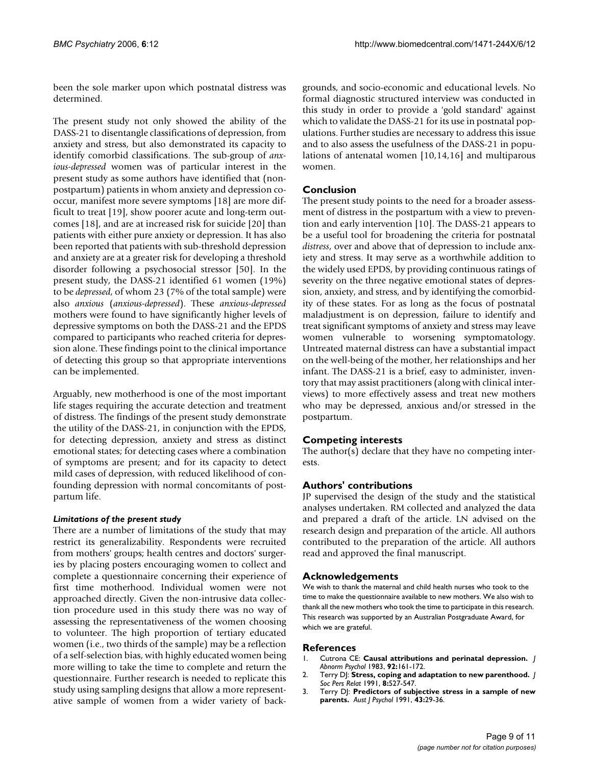been the sole marker upon which postnatal distress was determined.

The present study not only showed the ability of the DASS-21 to disentangle classifications of depression, from anxiety and stress, but also demonstrated its capacity to identify comorbid classifications. The sub-group of *anxious-depressed* women was of particular interest in the present study as some authors have identified that (non-postpartum) patients in whom anxiety and depression co-occur, manifest more severe symptoms [18] are more difficult to treat [19], show poorer acute and long-term outcomes [18], and are at increased risk for suicide [20] than patients with either pure anxiety or depression. It has also been reported that patients with sub-threshold depression and anxiety are at a greater risk for developing a threshold disorder following a psychosocial stressor [50]. In the present study, the DASS-21 identified 61 women (19%) to be *depressed*, of whom 23 (7% of the total sample) were also *anxious* (*anxious-depressed*). These *anxious-depressed* mothers were found to have significantly higher levels of depressive symptoms on both the DASS-21 and the EPDS compared to participants who reached criteria for depression alone. These findings point to the clinical importance of detecting this group so that appropriate interventions can be implemented.

Arguably, new motherhood is one of the most important life stages requiring the accurate detection and treatment of distress. The findings of the present study demonstrate the utility of the DASS-21, in conjunction with the EPDS, for detecting depression, anxiety and stress as distinct emotional states; for detecting cases where a combination of symptoms are present; and for its capacity to detect mild cases of depression, with reduced likelihood of confounding depression with normal concomitants of postpartum life.

### *Limitations of the present study*

There are a number of limitations of the study that may restrict its generalizability. Respondents were recruited from mothers' groups; health centres and doctors' surgeries by placing posters encouraging women to collect and complete a questionnaire concerning their experience of first time motherhood. Individual women were not approached directly. Given the non-intrusive data collection procedure used in this study there was no way of assessing the representativeness of the women choosing to volunteer. The high proportion of tertiary educated women (i.e., two thirds of the sample) may be a reflection of a self-selection bias, with highly educated women being more willing to take the time to complete and return the questionnaire. Further research is needed to replicate this study using sampling designs that allow a more representative sample of women from a wider variety of backgrounds, and socio-economic and educational levels. No formal diagnostic structured interview was conducted in this study in order to provide a 'gold standard' against which to validate the DASS-21 for its use in postnatal populations. Further studies are necessary to address this issue and to also assess the usefulness of the DASS-21 in populations of antenatal women [10,14,16] and multiparous women.

## Conclusion

The present study points to the need for a broader assessment of distress in the postpartum with a view to prevention and early intervention [10]. The DASS-21 appears to be a useful tool for broadening the criteria for postnatal *distress*, over and above that of depression to include anxiety and stress. It may serve as a worthwhile addition to the widely used EPDS, by providing continuous ratings of severity on the three negative emotional states of depression, anxiety, and stress, and by identifying the comorbidity of these states. For as long as the focus of postnatal maladjustment is on depression, failure to identify and treat significant symptoms of anxiety and stress may leave women vulnerable to worsening symptomatology. Untreated maternal distress can have a substantial impact on the well-being of the mother, her relationships and her infant. The DASS-21 is a brief, easy to administer, inventory that may assist practitioners (along with clinical interviews) to more effectively assess and treat new mothers who may be depressed, anxious and/or stressed in the postpartum.

## Competing interests

The author(s) declare that they have no competing interests.

## Authors' contributions

JP supervised the design of the study and the statistical analyses undertaken. RM collected and analyzed the data and prepared a draft of the article. LN advised on the research design and preparation of the article. All authors contributed to the preparation of the article. All authors read and approved the final manuscript.

## Acknowledgements

We wish to thank the maternal and child health nurses who took to the time to make the questionnaire available to new mothers. We also wish to thank all the new mothers who took the time to participate in this research. This research was supported by an Australian Postgraduate Award, for which we are grateful.

## References

1. Cutrona CE: **Causal attributions and perinatal depression.** *J Abnorm Psychol* 1983, **92:**161-172.
2. Terry DJ: **Stress, coping and adaptation to new parenthood.** *J Soc Pers Relat* 1991, **8:**527-547.
3. Terry DJ: **Predictors of subjective stress in a sample of new parents.** *Aust J Psychol* 1991, **43:**29-36.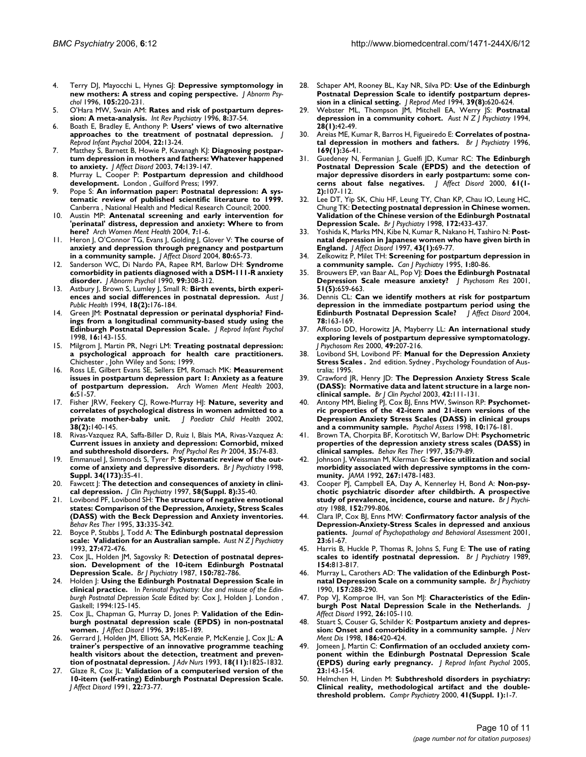4. Terry DJ, Mayocchi L, Hynes GJ: **Depressive symptomology in new mothers: A stress and coping perspective.** *J Abnorm Psychol* 1996, **105:**220-231.
5. O'Hara MW, Swain AM: **Rates and risk of postpartum depression: A meta-analysis.** *Int Rev Psychiatry* 1996, **8:**37-54.
6. Boath E, Bradley E, Anthony P: **Users' views of two alternative approaches to the treatment of postnatal depression.** *J Reprod Infant Psychol* 2004, **22:**13-24.
7. Matthey S, Barnett B, Howie P, Kavanagh KJ: **Diagnosing postpartum depression in mothers and fathers: Whatever happened to anxiety.** *J Affect Disord* 2003, **74:**139-147.
8. Murray L, Cooper P: **Postpartum depression and childhood development.** London , Guilford Press; 1997.
9. Pope S: **An information paper: Postnatal depression: A systematic review of published scientific literature to 1999.** Canberra , National Health and Medical Research Council; 2000.
10. Austin MP: **Antenatal screening and early intervention for 'perinatal' distress, depression and anxiety: Where to from here?** *Arch Women Ment Health* 2004, **7:**1-6.
11. Heron J, O'Connor TG, Evans J, Golding J, Glover V: **The course of anxiety and depression through pregnancy and postpartum in a community sample.** *J Affect Disord* 2004, **80:**65-73.
12. Sanderson WC, Di Nardo PA, Rapee RM, Barlow DH: **Syndrome comorbidity in patients diagnosed with a DSM-111-R anxiety disorder.** *J Abnorm Psychol* 1990, **99:**308-312.
13. Astbury J, Brown S, Lumley J, Small R: **Birth events, birth experiences and social differences in postnatal depression.** *Aust J Public Health* 1994, **18(2):**176-184.
14. Green JM: **Postnatal depression or perinatal dysphoria? Findings from a longitudinal community-based study using the Edinburgh Postnatal Depression Scale.** *J Reprod Infant Psychol* 1998, **16:**143-155.
15. Milgrom J, Martin PR, Negri LM: **Treating postnatal depression: a psychological approach for health care practitioners.** Chichester , John Wiley and Sons; 1999.
16. Ross LE, Gilbert Evans SE, Sellers EM, Romach MK: **Measurement issues in postpartum depression part 1: Anxiety as a feature of postpartum depression.** *Arch Women Ment Health* 2003, **6:**51-57.
17. Fisher JRW, Feekery CJ, Rowe-Murray HJ: **Nature, severity and correlates of psychological distress in women admitted to a private mother-baby unit.** *J Paediatr Child Health* 2002, **38(2):**140-145.
18. Rivas-Vazquez RA, Saffa-Biller D, Ruiz I, Blais MA, Rivas-Vazquez A: **Current issues in anxiety and depression: Comorbid, mixed and subthreshold disorders.** *Prof Psychol Res Pr* 2004, **35:**74-83.
19. Emmanuel J, Simmonds S, Tyrer P: **Systematic review of the outcome of anxiety and depressive disorders.** *Br J Psychiatry* 1998, **Suppl. 34(173):**35-41.
20. Fawcett J: **The detection and consequences of anxiety in clinical depression.** *J Clin Psychiatry* 1997, **58(Suppl. 8):**35-40.
21. Lovibond PF, Lovibond SH: **The structure of negative emotional states: Comparison of the Depression, Anxiety, Stress Scales (DASS) with the Beck Depression and Anxiety inventories.** *Behav Res Ther* 1995, **33:**335-342.
22. Boyce P, Stubbs J, Todd A: **The Edinburgh postnatal depression scale: Validation for an Australian sample.** *Aust N Z J Psychiatry* 1993, **27:**472-476.
23. Cox JL, Holden JM, Sagovsky R: **Detection of postnatal depression. Development of the 10-item Edinburgh Postnatal Depression Scale.** *Br J Psychiatry* 1987, **150:**782-786.
24. Holden J: **Using the Edinburgh Postnatal Depression Scale in clinical practice.** In *Perinatal Psychiatry: Use and misuse of the Edinburgh Postnatal Depression Scale* Edited by: Cox J, Holden J. London , Gaskell; 1994:125-145.
25. Cox JL, Chapman G, Murray D, Jones P: **Validation of the Edinburgh postnatal depression scale (EPDS) in non-postnatal women.** *J Affect Disord* 1996, **39:**185-189.
26. Gerrard J, Holden JM, Elliott SA, McKenzie P, McKenzie J, Cox JL: **A trainer's perspective of an innovative programme teaching health visitors about the detection, treatment and prevention of postnatal depression.** *J Adv Nurs* 1993, **18(11):**1825-1832.
27. Glaze R, Cox JL: **Validation of a computerised version of the 10-item (self-rating) Edinburgh Postnatal Depression Scale.** *J Affect Disord* 1991, **22:**73-77.
28. Schaper AM, Rooney BL, Kay NR, Silva PD: **Use of the Edinburgh Postnatal Depression Scale to identify postpartum depression in a clinical setting.** *J Reprod Med* 1994, **39(8):**620-624.
29. Webster ML, Thompson JM, Mitchell EA, Werry JS: **Postnatal depression in a community cohort.** *Aust N Z J Psychiatry* 1994, **28(1):**42-49.
30. Areias ME, Kumar R, Barros H, Figueiredo E: **Correlates of postnatal depression in mothers and fathers.** *Br J Psychiatry* 1996, **169(1):**36-41.
31. Guedeney N, Fermanian J, Guelfi JD, Kumar RC: **The Edinburgh Postnatal Depression Scale (EPDS) and the detection of major depressive disorders in early postpartum: some concerns about false negatives.** *J Affect Disord* 2000, **61(1-2):**107-112.
32. Lee DT, Yip SK, Chiu HF, Leung TY, Chan KP, Chau IO, Leung HC, Chung TK: **Detecting postnatal depression in Chinese women. Validation of the Chinese version of the Edinburgh Postnatal Depression Scale.** *Br J Psychiatry* 1998, **172:**433-437.
33. Yoshida K, Marks MN, Kibe N, Kumar R, Nakano H, Tashiro N: **Postnatal depression in Japanese women who have given birth in England.** *J Affect Disord* 1997, **43(1):**69-77.
34. Zelkowitz P, Milet TH: **Screening for postpartum depression in a community sample.** *Can J Psychiatry* 1995, **1:**80-86.
35. Brouwers EP, van Baar AL, Pop VJ: **Does the Edinburgh Postnatal Depression Scale measure anxiety?** *J Psychosom Res* 2001, **51(5):**659-663.
36. Dennis CL: **Can we identify mothers at risk for postpartum depression in the immediate postpartum period using the Edinburth Postnatal Depression Scale?** *J Affect Disord* 2004, **78:**163-169.
37. Affonso DD, Horowitz JA, Mayberry LL: **An international study exploring levels of postpartum depressive symptomatology.** *J Psychosom Res* 2000, **49:**207-216.
38. Lovibond SH, Lovibond PF: **Manual for the Depression Anxiety Stress Scales .** 2nd edition. Sydney , Psychology Foundation of Australia; 1995.
39. Crawford JR, Henry JD: **The Depression Anxiety Stress Scale (DASS): Normative data and latent structure in a large non-clinical sample.** *Br J Clin Psychol* 2003, **42:**111-131.
40. Antony MM, Bieling PJ, Cox BJ, Enns MW, Swinson RP: **Psychometric properties of the 42-item and 21-item versions of the Depression Anxiety Stress Scales (DASS) in clinical groups and a community sample.** *Psychol Assess* 1998, **10:**176-181.
41. Brown TA, Chorpita BF, Korotitsch W, Barlow DH: **Psychometric properties of the depression anxiety stress scales (DASS) in clinical samples.** *Behav Res Ther* 1997, **35:**79-89.
42. Johnson J, Weissman M, Klerman G: **Service utilization and social morbidity associated with depressive symptoms in the community.** *JAMA* 1992, **267:**1478-1483.
43. Cooper PJ, Campbell EA, Day A, Kennerley H, Bond A: **Non-psychotic psychiatric disorder after childbirth. A prospective study of prevalence, incidence, course and nature.** *Br J Psychiatry* 1988, **152:**799-806.
44. Clara IP, Cox BJ, Enns MW: **Confirmatory factor analysis of the Depression-Anxiety-Stress Scales in depressed and anxious patients.** *Journal of Psychopathology and Behavioral Assessment* 2001, **23:**61-67.
45. Harris B, Huckle P, Thomas R, Johns S, Fung E: **The use of rating scales to identify postnatal depression.** *Br J Psychiatry* 1989, **154:**813-817.
46. Murray L, Carothers AD: **The validation of the Edinburgh Postnatal Depression Scale on a community sample.** *Br J Psychiatry* 1990, **157:**288-290.
47. Pop VJ, Komproe IH, van Son MJ: **Characteristics of the Edinburgh Post Natal Depression Scale in the Netherlands.** *J Affect Disord* 1992, **26:**105-110.
48. Stuart S, Couser G, Schilder K: **Postpartum anxiety and depression: Onset and comorbidity in a community sample.** *J Nerv Ment Dis* 1998, **186:**420-424.
49. Jomeen J, Martin C: **Confirmation of an occluded anxiety component within the Edinburgh Postnatal Depression Scale (EPDS) during early pregnancy.** *J Reprod Infant Psychol* 2005, **23:**143-154.
50. Helmchen H, Linden M: **Subthreshold disorders in psychiatry: Clinical reality, methodological artifact and the double-threshold problem.** *Compr Psychiatry* 2000, **41(Suppl. 1):**1-7.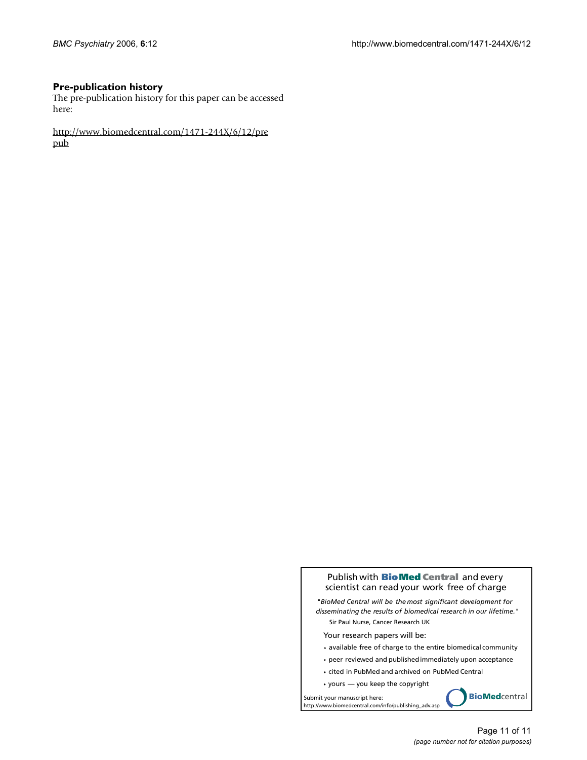### Pre-publication history

The pre-publication history for this paper can be accessed here:

http://www.biomedcentral.com/1471-244X/6/12/prepub

Publish with **BioMed Central** and every scientist can read your work free of charge

*"BioMed Central will be the most significant development for disseminating the results of biomedical research in our lifetime."*

Sir Paul Nurse, Cancer Research UK

Your research papers will be:

- available free of charge to the entire biomedical community
- peer reviewed and published immediately upon acceptance
- cited in PubMed and archived on PubMed Central
- yours — you keep the copyright

Submit your manuscript here:
http://www.biomedcentral.com/info/publishing_adv.asp

**BioMed**central